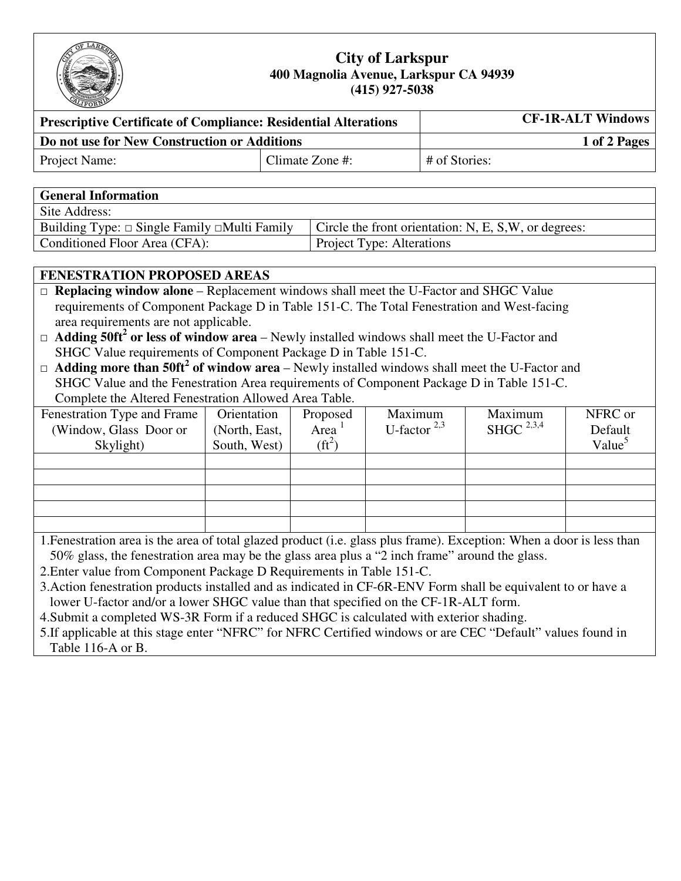# City of Larkspur

**400 Magnolia Avenue, Larkspur CA 94939**
**(415) 927-5038**

| **Prescriptive Certificate of Compliance: Residential Alterations** | | **CF-1R-ALT Windows** |
|---|---|---|
| **Do not use for New Construction or Additions** | | |
| Project Name: | Climate Zone #: | # of Stories: |

| **General Information** | |
|---|---|
| Site Address: | |
| Building Type: □ Single Family □Multi Family | Circle the front orientation: N, E, S,W, or degrees: |
| Conditioned Floor Area (CFA): | Project Type: Alterations |

**FENESTRATION PROPOSED AREAS**

- □ **Replacing window alone** – Replacement windows shall meet the U-Factor and SHGC Value requirements of Component Package D in Table 151-C. The Total Fenestration and West-facing area requirements are not applicable.
- □ **Adding 50ft² or less of window area** – Newly installed windows shall meet the U-Factor and SHGC Value requirements of Component Package D in Table 151-C.
- □ **Adding more than 50ft² of window area** – Newly installed windows shall meet the U-Factor and SHGC Value and the Fenestration Area requirements of Component Package D in Table 151-C. Complete the Altered Fenestration Allowed Area Table.

| Fenestration Type and Frame (Window, Glass Door or Skylight) | Orientation (North, East, South, West) | Proposed Area [1] (ft²) | Maximum U-factor [2,3] | Maximum SHGC [2,3,4] | NFRC or Default Value[5] |
|---|---|---|---|---|---|
| | | | | | |
| | | | | | |
| | | | | | |
| | | | | | |
| | | | | | |

1. Fenestration area is the area of total glazed product (i.e. glass plus frame). Exception: When a door is less than 50% glass, the fenestration area may be the glass area plus a "2 inch frame" around the glass.
2. Enter value from Component Package D Requirements in Table 151-C.
3. Action fenestration products installed and as indicated in CF-6R-ENV Form shall be equivalent to or have a lower U-factor and/or a lower SHGC value than that specified on the CF-1R-ALT form.
4. Submit a completed WS-3R Form if a reduced SHGC is calculated with exterior shading.
5. If applicable at this stage enter "NFRC" for NFRC Certified windows or are CEC "Default" values found in Table 116-A or B.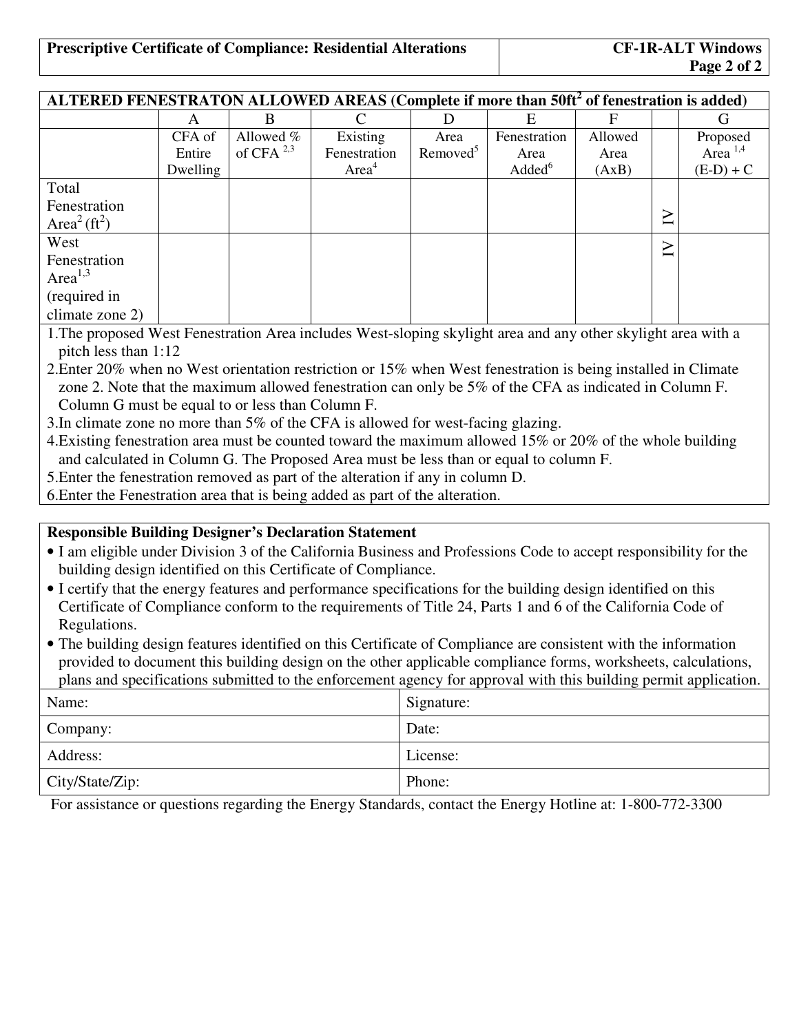| ALTERED FENESTRATON ALLOWED AREAS (Complete if more than 50ft[2] of fenestration is added) | | | | | | | | |
|---|---|---|---|---|---|---|---|---|
| | A | B | C | D | E | F | | G |
| | CFA of Entire Dwelling | Allowed % of CFA [2,3] | Existing Fenestration Area[4] | Area Removed[5] | Fenestration Area Added[6] | Allowed Area (AxB) | | Proposed Area [1,4] (E-D) + C |
| Total Fenestration Area[2] ($ft^2$) | | | | | | | ≥ | |
| West Fenestration Area[1,3] (required in climate zone 2) | | | | | | | ≥ | |

1. The proposed West Fenestration Area includes West-sloping skylight area and any other skylight area with a pitch less than 1:12
2. Enter 20% when no West orientation restriction or 15% when West fenestration is being installed in Climate zone 2. Note that the maximum allowed fenestration can only be 5% of the CFA as indicated in Column F. Column G must be equal to or less than Column F.
3. In climate zone no more than 5% of the CFA is allowed for west-facing glazing.
4. Existing fenestration area must be counted toward the maximum allowed 15% or 20% of the whole building and calculated in Column G. The Proposed Area must be less than or equal to column F.
5. Enter the fenestration removed as part of the alteration if any in column D.
6. Enter the Fenestration area that is being added as part of the alteration.

**Responsible Building Designer's Declaration Statement**

- I am eligible under Division 3 of the California Business and Professions Code to accept responsibility for the building design identified on this Certificate of Compliance.
- I certify that the energy features and performance specifications for the building design identified on this Certificate of Compliance conform to the requirements of Title 24, Parts 1 and 6 of the California Code of Regulations.
- The building design features identified on this Certificate of Compliance are consistent with the information provided to document this building design on the other applicable compliance forms, worksheets, calculations, plans and specifications submitted to the enforcement agency for approval with this building permit application.

| | |
|---|---|
| Name: | Signature: |
| Company: | Date: |
| Address: | License: |
| City/State/Zip: | Phone: |

For assistance or questions regarding the Energy Standards, contact the Energy Hotline at: 1-800-772-3300